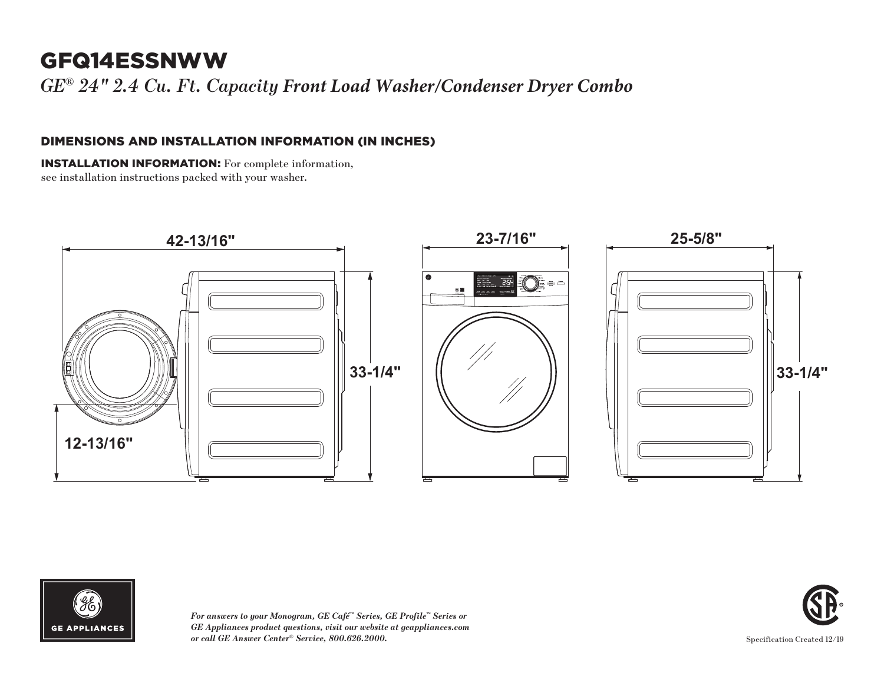# GFQ14ESSNWW

*GE® 24" 2.4 Cu. Ft. Capacity Front Load Washer/Condenser Dryer Combo*

## DIMENSIONS AND INSTALLATION INFORMATION (IN INCHES)

**INSTALLATION INFORMATION:** For complete information, see installation instructions packed with your washer.

42-13/16"

33-1/4"

12-13/16"

23-7/16"

25-5/8"

33-1/4"

GE APPLIANCES

*For answers to your Monogram, GE Café™ Series, GE Profile™ Series or GE Appliances product questions, visit our website at geappliances.com or call GE Answer Center® Service, 800.626.2000.*

Specification Created 12/19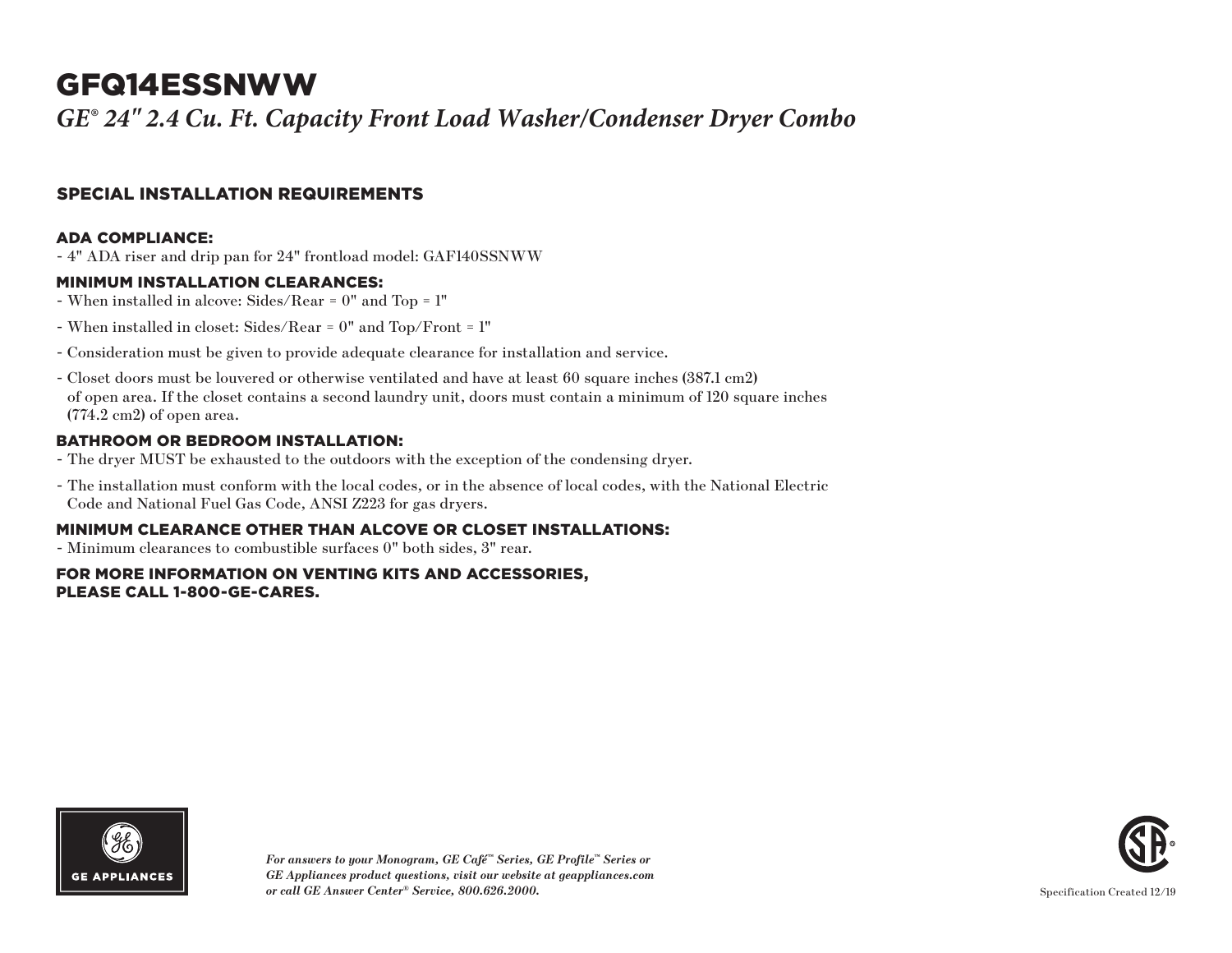# GFQ14ESSNWW

*GE® 24" 2.4 Cu. Ft. Capacity Front Load Washer/Condenser Dryer Combo*

## SPECIAL INSTALLATION REQUIREMENTS

### ADA COMPLIANCE:

- 4" ADA riser and drip pan for 24" frontload model: GAF140SSNWW

### MINIMUM INSTALLATION CLEARANCES:

- When installed in alcove: Sides/Rear = 0" and Top = 1"
- When installed in closet: Sides/Rear = 0" and Top/Front = 1"
- Consideration must be given to provide adequate clearance for installation and service.
- Closet doors must be louvered or otherwise ventilated and have at least 60 square inches (387.1 cm2) of open area. If the closet contains a second laundry unit, doors must contain a minimum of 120 square inches (774.2 cm2) of open area.

### BATHROOM OR BEDROOM INSTALLATION:

- The dryer MUST be exhausted to the outdoors with the exception of the condensing dryer.
- The installation must conform with the local codes, or in the absence of local codes, with the National Electric Code and National Fuel Gas Code, ANSI Z223 for gas dryers.

### MINIMUM CLEARANCE OTHER THAN ALCOVE OR CLOSET INSTALLATIONS:

- Minimum clearances to combustible surfaces 0" both sides, 3" rear.

### FOR MORE INFORMATION ON VENTING KITS AND ACCESSORIES, PLEASE CALL 1-800-GE-CARES.

GE APPLIANCES

*For answers to your Monogram, GE Café™ Series, GE Profile™ Series or GE Appliances product questions, visit our website at geappliances.com or call GE Answer Center® Service, 800.626.2000.*

Specification Created 12/19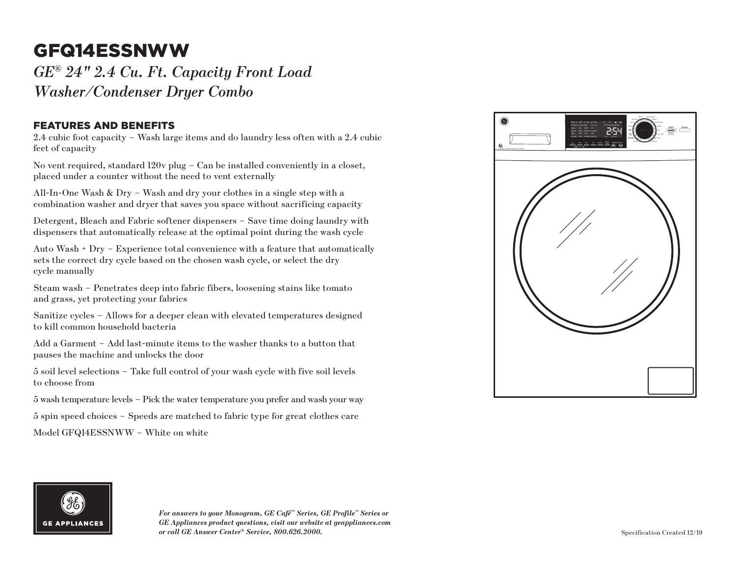# GFQ14ESSNWW

## *GE® 24" 2.4 Cu. Ft. Capacity Front Load Washer/Condenser Dryer Combo*

### FEATURES AND BENEFITS

2.4 cubic foot capacity – Wash large items and do laundry less often with a 2.4 cubic feet of capacity

No vent required, standard 120v plug – Can be installed conveniently in a closet, placed under a counter without the need to vent externally

All-In-One Wash & Dry – Wash and dry your clothes in a single step with a combination washer and dryer that saves you space without sacrificing capacity

Detergent, Bleach and Fabric softener dispensers – Save time doing laundry with dispensers that automatically release at the optimal point during the wash cycle

Auto Wash + Dry – Experience total convenience with a feature that automatically sets the correct dry cycle based on the chosen wash cycle, or select the dry cycle manually

Steam wash – Penetrates deep into fabric fibers, loosening stains like tomato and grass, yet protecting your fabrics

Sanitize cycles – Allows for a deeper clean with elevated temperatures designed to kill common household bacteria

Add a Garment – Add last-minute items to the washer thanks to a button that pauses the machine and unlocks the door

5 soil level selections – Take full control of your wash cycle with five soil levels to choose from

5 wash temperature levels – Pick the water temperature you prefer and wash your way

5 spin speed choices – Speeds are matched to fabric type for great clothes care

Model GFQ14ESSNWW – White on white

GE APPLIANCES

***For answers to your Monogram, GE Café™ Series, GE Profile™ Series or GE Appliances product questions, visit our website at geappliances.com or call GE Answer Center® Service, 800.626.2000.***

Specification Created 12/19